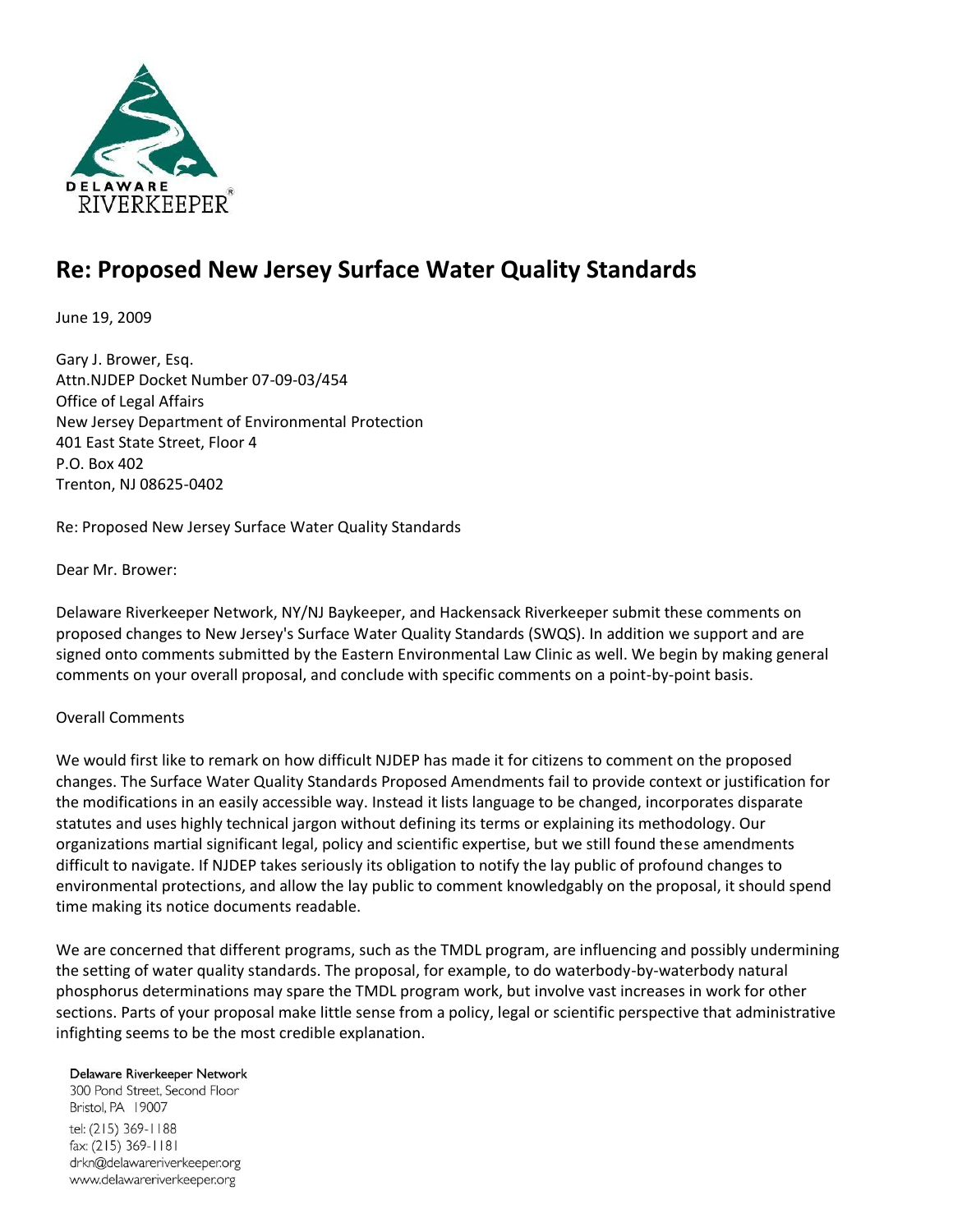DELAWARE RIVERKEEPER®

# Re: Proposed New Jersey Surface Water Quality Standards

June 19, 2009

Gary J. Brower, Esq.
Attn.NJDEP Docket Number 07-09-03/454
Office of Legal Affairs
New Jersey Department of Environmental Protection
401 East State Street, Floor 4
P.O. Box 402
Trenton, NJ 08625-0402

Re: Proposed New Jersey Surface Water Quality Standards

Dear Mr. Brower:

Delaware Riverkeeper Network, NY/NJ Baykeeper, and Hackensack Riverkeeper submit these comments on proposed changes to New Jersey's Surface Water Quality Standards (SWQS). In addition we support and are signed onto comments submitted by the Eastern Environmental Law Clinic as well. We begin by making general comments on your overall proposal, and conclude with specific comments on a point-by-point basis.

Overall Comments

We would first like to remark on how difficult NJDEP has made it for citizens to comment on the proposed changes. The Surface Water Quality Standards Proposed Amendments fail to provide context or justification for the modifications in an easily accessible way. Instead it lists language to be changed, incorporates disparate statutes and uses highly technical jargon without defining its terms or explaining its methodology. Our organizations martial significant legal, policy and scientific expertise, but we still found these amendments difficult to navigate. If NJDEP takes seriously its obligation to notify the lay public of profound changes to environmental protections, and allow the lay public to comment knowledgably on the proposal, it should spend time making its notice documents readable.

We are concerned that different programs, such as the TMDL program, are influencing and possibly undermining the setting of water quality standards. The proposal, for example, to do waterbody-by-waterbody natural phosphorus determinations may spare the TMDL program work, but involve vast increases in work for other sections. Parts of your proposal make little sense from a policy, legal or scientific perspective that administrative infighting seems to be the most credible explanation.

Delaware Riverkeeper Network
300 Pond Street, Second Floor
Bristol, PA 19007
tel: (215) 369-1188
fax: (215) 369-1181
drkn@delawareriverkeeper.org
www.delawareriverkeeper.org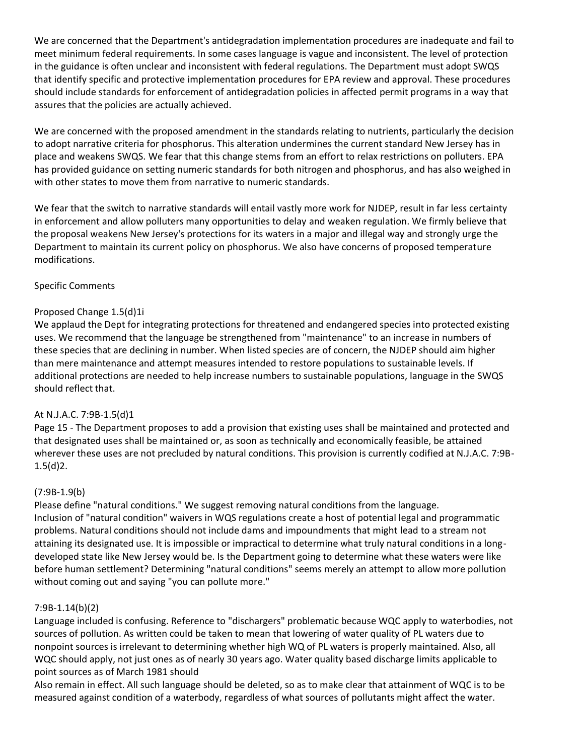We are concerned that the Department's antidegradation implementation procedures are inadequate and fail to meet minimum federal requirements. In some cases language is vague and inconsistent. The level of protection in the guidance is often unclear and inconsistent with federal regulations. The Department must adopt SWQS that identify specific and protective implementation procedures for EPA review and approval. These procedures should include standards for enforcement of antidegradation policies in affected permit programs in a way that assures that the policies are actually achieved.

We are concerned with the proposed amendment in the standards relating to nutrients, particularly the decision to adopt narrative criteria for phosphorus. This alteration undermines the current standard New Jersey has in place and weakens SWQS. We fear that this change stems from an effort to relax restrictions on polluters. EPA has provided guidance on setting numeric standards for both nitrogen and phosphorus, and has also weighed in with other states to move them from narrative to numeric standards.

We fear that the switch to narrative standards will entail vastly more work for NJDEP, result in far less certainty in enforcement and allow polluters many opportunities to delay and weaken regulation. We firmly believe that the proposal weakens New Jersey's protections for its waters in a major and illegal way and strongly urge the Department to maintain its current policy on phosphorus. We also have concerns of proposed temperature modifications.

## Specific Comments

### Proposed Change 1.5(d)1i

We applaud the Dept for integrating protections for threatened and endangered species into protected existing uses. We recommend that the language be strengthened from "maintenance" to an increase in numbers of these species that are declining in number. When listed species are of concern, the NJDEP should aim higher than mere maintenance and attempt measures intended to restore populations to sustainable levels. If additional protections are needed to help increase numbers to sustainable populations, language in the SWQS should reflect that.

### At N.J.A.C. 7:9B-1.5(d)1

Page 15 - The Department proposes to add a provision that existing uses shall be maintained and protected and that designated uses shall be maintained or, as soon as technically and economically feasible, be attained wherever these uses are not precluded by natural conditions. This provision is currently codified at N.J.A.C. 7:9B-1.5(d)2.

### (7:9B-1.9(b)

Please define "natural conditions." We suggest removing natural conditions from the language. Inclusion of "natural condition" waivers in WQS regulations create a host of potential legal and programmatic problems. Natural conditions should not include dams and impoundments that might lead to a stream not attaining its designated use. It is impossible or impractical to determine what truly natural conditions in a long-developed state like New Jersey would be. Is the Department going to determine what these waters were like before human settlement? Determining "natural conditions" seems merely an attempt to allow more pollution without coming out and saying "you can pollute more."

### 7:9B-1.14(b)(2)

Language included is confusing. Reference to "dischargers" problematic because WQC apply to waterbodies, not sources of pollution. As written could be taken to mean that lowering of water quality of PL waters due to nonpoint sources is irrelevant to determining whether high WQ of PL waters is properly maintained. Also, all WQC should apply, not just ones as of nearly 30 years ago. Water quality based discharge limits applicable to point sources as of March 1981 should Also remain in effect. All such language should be deleted, so as to make clear that attainment of WQC is to be measured against condition of a waterbody, regardless of what sources of pollutants might affect the water.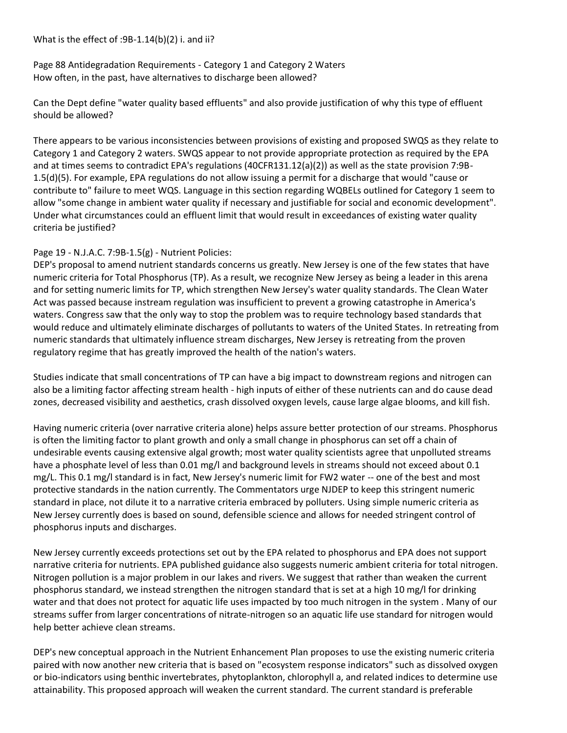What is the effect of :9B-1.14(b)(2) i. and ii?

Page 88 Antidegradation Requirements - Category 1 and Category 2 Waters
How often, in the past, have alternatives to discharge been allowed?

Can the Dept define "water quality based effluents" and also provide justification of why this type of effluent should be allowed?

There appears to be various inconsistencies between provisions of existing and proposed SWQS as they relate to Category 1 and Category 2 waters. SWQS appear to not provide appropriate protection as required by the EPA and at times seems to contradict EPA's regulations (40CFR131.12(a)(2)) as well as the state provision 7:9B-1.5(d)(5). For example, EPA regulations do not allow issuing a permit for a discharge that would "cause or contribute to" failure to meet WQS. Language in this section regarding WQBELs outlined for Category 1 seem to allow "some change in ambient water quality if necessary and justifiable for social and economic development". Under what circumstances could an effluent limit that would result in exceedances of existing water quality criteria be justified?

Page 19 - N.J.A.C. 7:9B-1.5(g) - Nutrient Policies:
DEP's proposal to amend nutrient standards concerns us greatly. New Jersey is one of the few states that have numeric criteria for Total Phosphorus (TP). As a result, we recognize New Jersey as being a leader in this arena and for setting numeric limits for TP, which strengthen New Jersey's water quality standards. The Clean Water Act was passed because instream regulation was insufficient to prevent a growing catastrophe in America's waters. Congress saw that the only way to stop the problem was to require technology based standards that would reduce and ultimately eliminate discharges of pollutants to waters of the United States. In retreating from numeric standards that ultimately influence stream discharges, New Jersey is retreating from the proven regulatory regime that has greatly improved the health of the nation's waters.

Studies indicate that small concentrations of TP can have a big impact to downstream regions and nitrogen can also be a limiting factor affecting stream health - high inputs of either of these nutrients can and do cause dead zones, decreased visibility and aesthetics, crash dissolved oxygen levels, cause large algae blooms, and kill fish.

Having numeric criteria (over narrative criteria alone) helps assure better protection of our streams. Phosphorus is often the limiting factor to plant growth and only a small change in phosphorus can set off a chain of undesirable events causing extensive algal growth; most water quality scientists agree that unpolluted streams have a phosphate level of less than 0.01 mg/l and background levels in streams should not exceed about 0.1 mg/L. This 0.1 mg/l standard is in fact, New Jersey's numeric limit for FW2 water -- one of the best and most protective standards in the nation currently. The Commentators urge NJDEP to keep this stringent numeric standard in place, not dilute it to a narrative criteria embraced by polluters. Using simple numeric criteria as New Jersey currently does is based on sound, defensible science and allows for needed stringent control of phosphorus inputs and discharges.

New Jersey currently exceeds protections set out by the EPA related to phosphorus and EPA does not support narrative criteria for nutrients. EPA published guidance also suggests numeric ambient criteria for total nitrogen. Nitrogen pollution is a major problem in our lakes and rivers. We suggest that rather than weaken the current phosphorus standard, we instead strengthen the nitrogen standard that is set at a high 10 mg/l for drinking water and that does not protect for aquatic life uses impacted by too much nitrogen in the system . Many of our streams suffer from larger concentrations of nitrate-nitrogen so an aquatic life use standard for nitrogen would help better achieve clean streams.

DEP's new conceptual approach in the Nutrient Enhancement Plan proposes to use the existing numeric criteria paired with now another new criteria that is based on "ecosystem response indicators" such as dissolved oxygen or bio-indicators using benthic invertebrates, phytoplankton, chlorophyll a, and related indices to determine use attainability. This proposed approach will weaken the current standard. The current standard is preferable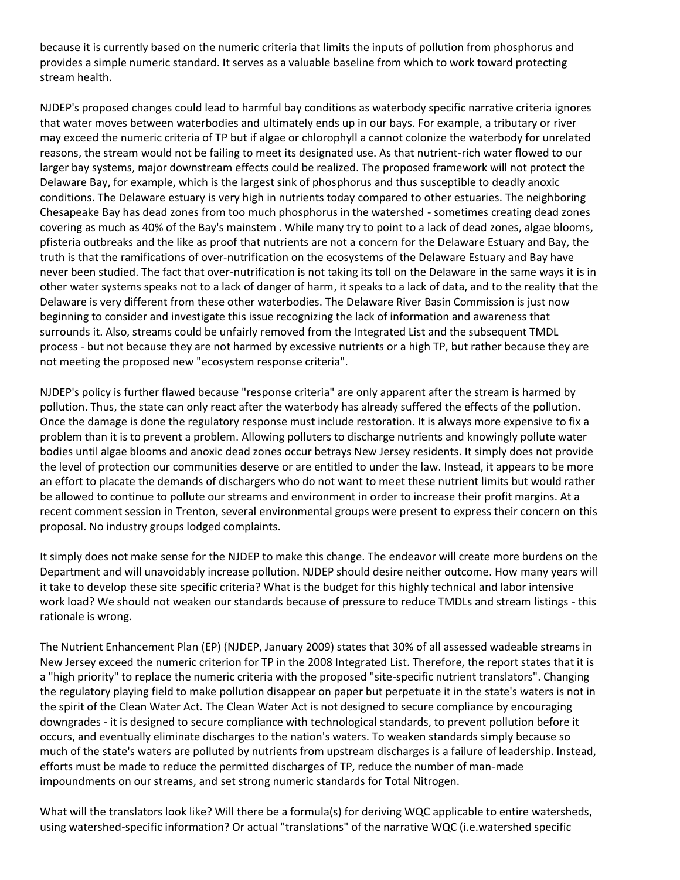because it is currently based on the numeric criteria that limits the inputs of pollution from phosphorus and provides a simple numeric standard. It serves as a valuable baseline from which to work toward protecting stream health.

NJDEP's proposed changes could lead to harmful bay conditions as waterbody specific narrative criteria ignores that water moves between waterbodies and ultimately ends up in our bays. For example, a tributary or river may exceed the numeric criteria of TP but if algae or chlorophyll a cannot colonize the waterbody for unrelated reasons, the stream would not be failing to meet its designated use. As that nutrient-rich water flowed to our larger bay systems, major downstream effects could be realized. The proposed framework will not protect the Delaware Bay, for example, which is the largest sink of phosphorus and thus susceptible to deadly anoxic conditions. The Delaware estuary is very high in nutrients today compared to other estuaries. The neighboring Chesapeake Bay has dead zones from too much phosphorus in the watershed - sometimes creating dead zones covering as much as 40% of the Bay's mainstem . While many try to point to a lack of dead zones, algae blooms, pfisteria outbreaks and the like as proof that nutrients are not a concern for the Delaware Estuary and Bay, the truth is that the ramifications of over-nutrification on the ecosystems of the Delaware Estuary and Bay have never been studied. The fact that over-nutrification is not taking its toll on the Delaware in the same ways it is in other water systems speaks not to a lack of danger of harm, it speaks to a lack of data, and to the reality that the Delaware is very different from these other waterbodies. The Delaware River Basin Commission is just now beginning to consider and investigate this issue recognizing the lack of information and awareness that surrounds it. Also, streams could be unfairly removed from the Integrated List and the subsequent TMDL process - but not because they are not harmed by excessive nutrients or a high TP, but rather because they are not meeting the proposed new "ecosystem response criteria".

NJDEP's policy is further flawed because "response criteria" are only apparent after the stream is harmed by pollution. Thus, the state can only react after the waterbody has already suffered the effects of the pollution. Once the damage is done the regulatory response must include restoration. It is always more expensive to fix a problem than it is to prevent a problem. Allowing polluters to discharge nutrients and knowingly pollute water bodies until algae blooms and anoxic dead zones occur betrays New Jersey residents. It simply does not provide the level of protection our communities deserve or are entitled to under the law. Instead, it appears to be more an effort to placate the demands of dischargers who do not want to meet these nutrient limits but would rather be allowed to continue to pollute our streams and environment in order to increase their profit margins. At a recent comment session in Trenton, several environmental groups were present to express their concern on this proposal. No industry groups lodged complaints.

It simply does not make sense for the NJDEP to make this change. The endeavor will create more burdens on the Department and will unavoidably increase pollution. NJDEP should desire neither outcome. How many years will it take to develop these site specific criteria? What is the budget for this highly technical and labor intensive work load? We should not weaken our standards because of pressure to reduce TMDLs and stream listings - this rationale is wrong.

The Nutrient Enhancement Plan (EP) (NJDEP, January 2009) states that 30% of all assessed wadeable streams in New Jersey exceed the numeric criterion for TP in the 2008 Integrated List. Therefore, the report states that it is a "high priority" to replace the numeric criteria with the proposed "site-specific nutrient translators". Changing the regulatory playing field to make pollution disappear on paper but perpetuate it in the state's waters is not in the spirit of the Clean Water Act. The Clean Water Act is not designed to secure compliance by encouraging downgrades - it is designed to secure compliance with technological standards, to prevent pollution before it occurs, and eventually eliminate discharges to the nation's waters. To weaken standards simply because so much of the state's waters are polluted by nutrients from upstream discharges is a failure of leadership. Instead, efforts must be made to reduce the permitted discharges of TP, reduce the number of man-made impoundments on our streams, and set strong numeric standards for Total Nitrogen.

What will the translators look like? Will there be a formula(s) for deriving WQC applicable to entire watersheds, using watershed-specific information? Or actual "translations" of the narrative WQC (i.e.watershed specific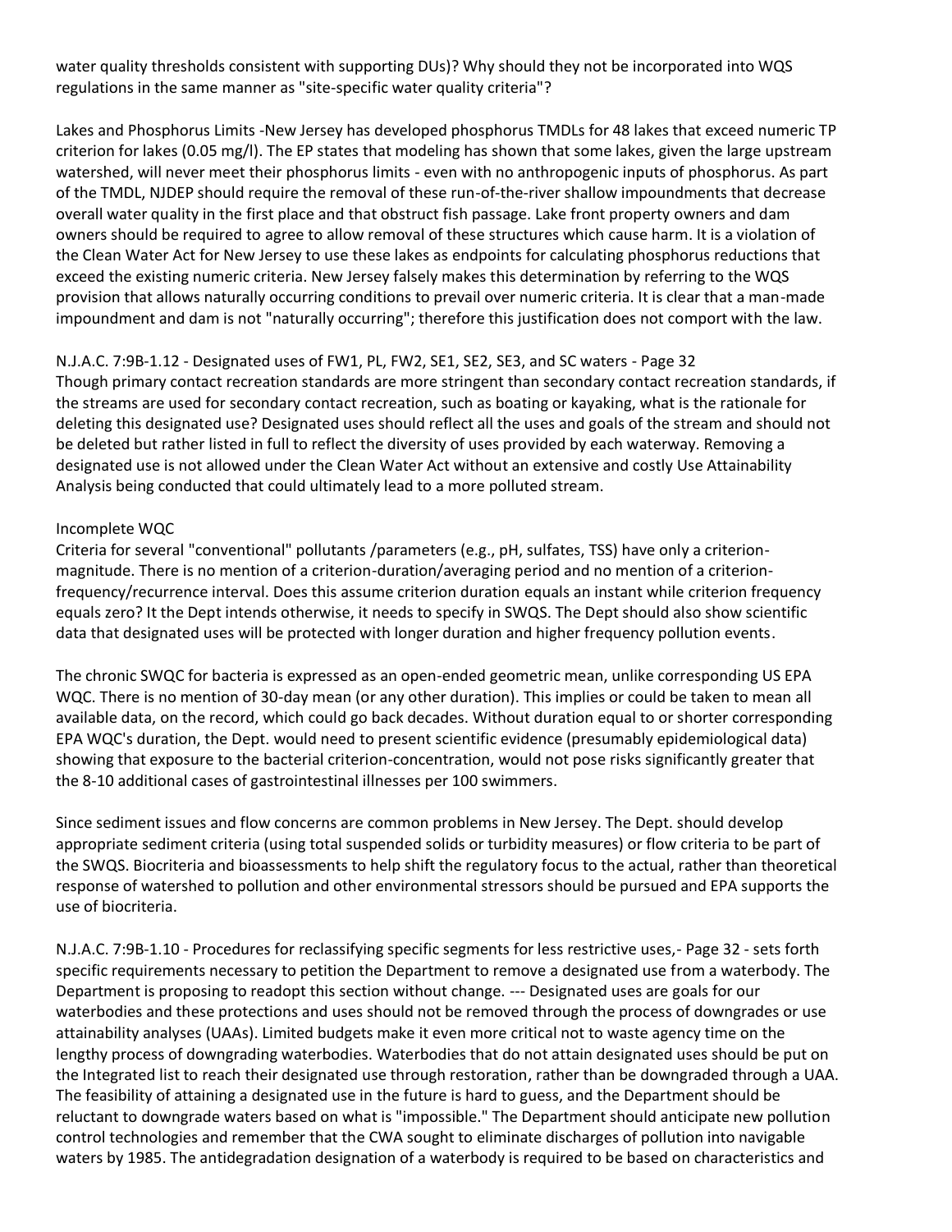water quality thresholds consistent with supporting DUs)? Why should they not be incorporated into WQS regulations in the same manner as "site-specific water quality criteria"?

Lakes and Phosphorus Limits -New Jersey has developed phosphorus TMDLs for 48 lakes that exceed numeric TP criterion for lakes (0.05 mg/l). The EP states that modeling has shown that some lakes, given the large upstream watershed, will never meet their phosphorus limits - even with no anthropogenic inputs of phosphorus. As part of the TMDL, NJDEP should require the removal of these run-of-the-river shallow impoundments that decrease overall water quality in the first place and that obstruct fish passage. Lake front property owners and dam owners should be required to agree to allow removal of these structures which cause harm. It is a violation of the Clean Water Act for New Jersey to use these lakes as endpoints for calculating phosphorus reductions that exceed the existing numeric criteria. New Jersey falsely makes this determination by referring to the WQS provision that allows naturally occurring conditions to prevail over numeric criteria. It is clear that a man-made impoundment and dam is not "naturally occurring"; therefore this justification does not comport with the law.

N.J.A.C. 7:9B-1.12 - Designated uses of FW1, PL, FW2, SE1, SE2, SE3, and SC waters - Page 32
Though primary contact recreation standards are more stringent than secondary contact recreation standards, if the streams are used for secondary contact recreation, such as boating or kayaking, what is the rationale for deleting this designated use? Designated uses should reflect all the uses and goals of the stream and should not be deleted but rather listed in full to reflect the diversity of uses provided by each waterway. Removing a designated use is not allowed under the Clean Water Act without an extensive and costly Use Attainability Analysis being conducted that could ultimately lead to a more polluted stream.

Incomplete WQC
Criteria for several "conventional" pollutants /parameters (e.g., pH, sulfates, TSS) have only a criterion-magnitude. There is no mention of a criterion-duration/averaging period and no mention of a criterion-frequency/recurrence interval. Does this assume criterion duration equals an instant while criterion frequency equals zero? It the Dept intends otherwise, it needs to specify in SWQS. The Dept should also show scientific data that designated uses will be protected with longer duration and higher frequency pollution events.

The chronic SWQC for bacteria is expressed as an open-ended geometric mean, unlike corresponding US EPA WQC. There is no mention of 30-day mean (or any other duration). This implies or could be taken to mean all available data, on the record, which could go back decades. Without duration equal to or shorter corresponding EPA WQC's duration, the Dept. would need to present scientific evidence (presumably epidemiological data) showing that exposure to the bacterial criterion-concentration, would not pose risks significantly greater that the 8-10 additional cases of gastrointestinal illnesses per 100 swimmers.

Since sediment issues and flow concerns are common problems in New Jersey. The Dept. should develop appropriate sediment criteria (using total suspended solids or turbidity measures) or flow criteria to be part of the SWQS. Biocriteria and bioassessments to help shift the regulatory focus to the actual, rather than theoretical response of watershed to pollution and other environmental stressors should be pursued and EPA supports the use of biocriteria.

N.J.A.C. 7:9B-1.10 - Procedures for reclassifying specific segments for less restrictive uses,- Page 32 - sets forth specific requirements necessary to petition the Department to remove a designated use from a waterbody. The Department is proposing to readopt this section without change. --- Designated uses are goals for our waterbodies and these protections and uses should not be removed through the process of downgrades or use attainability analyses (UAAs). Limited budgets make it even more critical not to waste agency time on the lengthy process of downgrading waterbodies. Waterbodies that do not attain designated uses should be put on the Integrated list to reach their designated use through restoration, rather than be downgraded through a UAA. The feasibility of attaining a designated use in the future is hard to guess, and the Department should be reluctant to downgrade waters based on what is "impossible." The Department should anticipate new pollution control technologies and remember that the CWA sought to eliminate discharges of pollution into navigable waters by 1985. The antidegradation designation of a waterbody is required to be based on characteristics and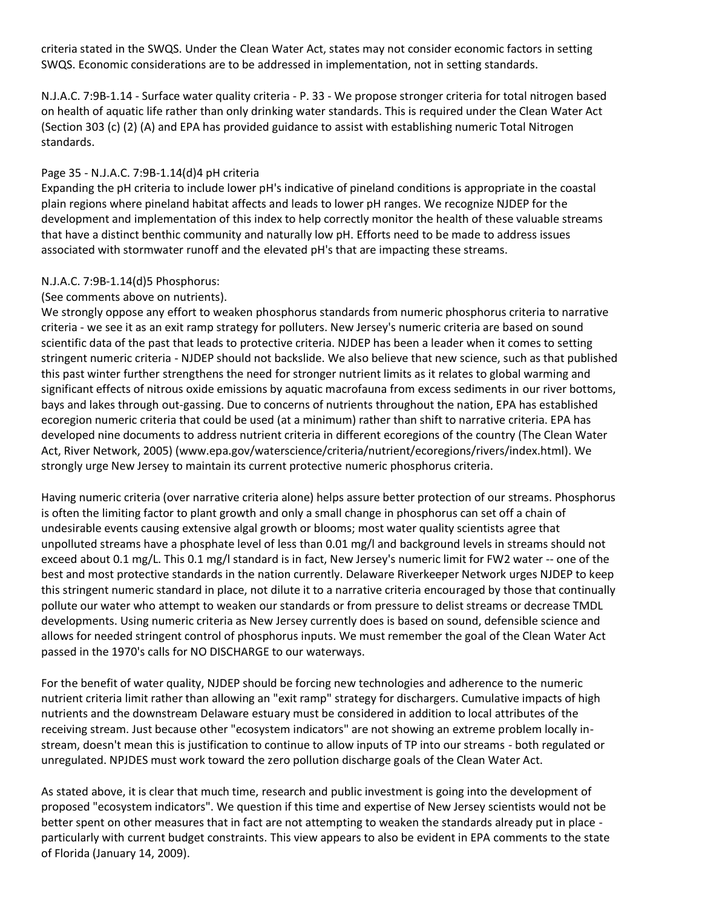criteria stated in the SWQS. Under the Clean Water Act, states may not consider economic factors in setting SWQS. Economic considerations are to be addressed in implementation, not in setting standards.

N.J.A.C. 7:9B-1.14 - Surface water quality criteria - P. 33 - We propose stronger criteria for total nitrogen based on health of aquatic life rather than only drinking water standards. This is required under the Clean Water Act (Section 303 (c) (2) (A) and EPA has provided guidance to assist with establishing numeric Total Nitrogen standards.

Page 35 - N.J.A.C. 7:9B-1.14(d)4 pH criteria

Expanding the pH criteria to include lower pH's indicative of pineland conditions is appropriate in the coastal plain regions where pineland habitat affects and leads to lower pH ranges. We recognize NJDEP for the development and implementation of this index to help correctly monitor the health of these valuable streams that have a distinct benthic community and naturally low pH. Efforts need to be made to address issues associated with stormwater runoff and the elevated pH's that are impacting these streams.

N.J.A.C. 7:9B-1.14(d)5 Phosphorus:

(See comments above on nutrients).

We strongly oppose any effort to weaken phosphorus standards from numeric phosphorus criteria to narrative criteria - we see it as an exit ramp strategy for polluters. New Jersey's numeric criteria are based on sound scientific data of the past that leads to protective criteria. NJDEP has been a leader when it comes to setting stringent numeric criteria - NJDEP should not backslide. We also believe that new science, such as that published this past winter further strengthens the need for stronger nutrient limits as it relates to global warming and significant effects of nitrous oxide emissions by aquatic macrofauna from excess sediments in our river bottoms, bays and lakes through out-gassing. Due to concerns of nutrients throughout the nation, EPA has established ecoregion numeric criteria that could be used (at a minimum) rather than shift to narrative criteria. EPA has developed nine documents to address nutrient criteria in different ecoregions of the country (The Clean Water Act, River Network, 2005) (www.epa.gov/waterscience/criteria/nutrient/ecoregions/rivers/index.html). We strongly urge New Jersey to maintain its current protective numeric phosphorus criteria.

Having numeric criteria (over narrative criteria alone) helps assure better protection of our streams. Phosphorus is often the limiting factor to plant growth and only a small change in phosphorus can set off a chain of undesirable events causing extensive algal growth or blooms; most water quality scientists agree that unpolluted streams have a phosphate level of less than 0.01 mg/l and background levels in streams should not exceed about 0.1 mg/L. This 0.1 mg/l standard is in fact, New Jersey's numeric limit for FW2 water -- one of the best and most protective standards in the nation currently. Delaware Riverkeeper Network urges NJDEP to keep this stringent numeric standard in place, not dilute it to a narrative criteria encouraged by those that continually pollute our water who attempt to weaken our standards or from pressure to delist streams or decrease TMDL developments. Using numeric criteria as New Jersey currently does is based on sound, defensible science and allows for needed stringent control of phosphorus inputs. We must remember the goal of the Clean Water Act passed in the 1970's calls for NO DISCHARGE to our waterways.

For the benefit of water quality, NJDEP should be forcing new technologies and adherence to the numeric nutrient criteria limit rather than allowing an "exit ramp" strategy for dischargers. Cumulative impacts of high nutrients and the downstream Delaware estuary must be considered in addition to local attributes of the receiving stream. Just because other "ecosystem indicators" are not showing an extreme problem locally in-stream, doesn't mean this is justification to continue to allow inputs of TP into our streams - both regulated or unregulated. NPJDES must work toward the zero pollution discharge goals of the Clean Water Act.

As stated above, it is clear that much time, research and public investment is going into the development of proposed "ecosystem indicators". We question if this time and expertise of New Jersey scientists would not be better spent on other measures that in fact are not attempting to weaken the standards already put in place - particularly with current budget constraints. This view appears to also be evident in EPA comments to the state of Florida (January 14, 2009).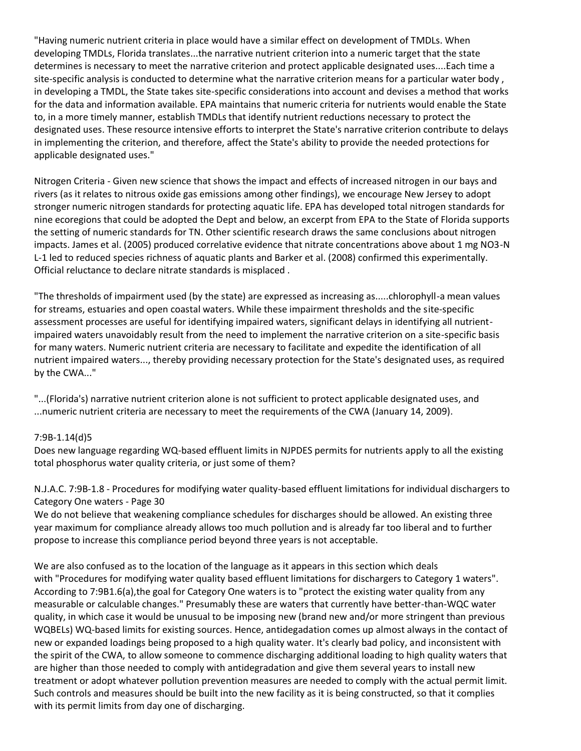"Having numeric nutrient criteria in place would have a similar effect on development of TMDLs. When developing TMDLs, Florida translates...the narrative nutrient criterion into a numeric target that the state determines is necessary to meet the narrative criterion and protect applicable designated uses....Each time a site-specific analysis is conducted to determine what the narrative criterion means for a particular water body , in developing a TMDL, the State takes site-specific considerations into account and devises a method that works for the data and information available. EPA maintains that numeric criteria for nutrients would enable the State to, in a more timely manner, establish TMDLs that identify nutrient reductions necessary to protect the designated uses. These resource intensive efforts to interpret the State's narrative criterion contribute to delays in implementing the criterion, and therefore, affect the State's ability to provide the needed protections for applicable designated uses."

Nitrogen Criteria - Given new science that shows the impact and effects of increased nitrogen in our bays and rivers (as it relates to nitrous oxide gas emissions among other findings), we encourage New Jersey to adopt stronger numeric nitrogen standards for protecting aquatic life. EPA has developed total nitrogen standards for nine ecoregions that could be adopted the Dept and below, an excerpt from EPA to the State of Florida supports the setting of numeric standards for TN. Other scientific research draws the same conclusions about nitrogen impacts. James et al. (2005) produced correlative evidence that nitrate concentrations above about 1 mg $NO_3$-N $L^{-1}$ led to reduced species richness of aquatic plants and Barker et al. (2008) confirmed this experimentally. Official reluctance to declare nitrate standards is misplaced .

"The thresholds of impairment used (by the state) are expressed as increasing as.....chlorophyll-a mean values for streams, estuaries and open coastal waters. While these impairment thresholds and the site-specific assessment processes are useful for identifying impaired waters, significant delays in identifying all nutrient-impaired waters unavoidably result from the need to implement the narrative criterion on a site-specific basis for many waters. Numeric nutrient criteria are necessary to facilitate and expedite the identification of all nutrient impaired waters..., thereby providing necessary protection for the State's designated uses, as required by the CWA..."

"...(Florida's) narrative nutrient criterion alone is not sufficient to protect applicable designated uses, and ...numeric nutrient criteria are necessary to meet the requirements of the CWA (January 14, 2009).

7:9B-1.14(d)5
Does new language regarding WQ-based effluent limits in NJPDES permits for nutrients apply to all the existing total phosphorus water quality criteria, or just some of them?

N.J.A.C. 7:9B-1.8 - Procedures for modifying water quality-based effluent limitations for individual dischargers to Category One waters - Page 30
We do not believe that weakening compliance schedules for discharges should be allowed. An existing three year maximum for compliance already allows too much pollution and is already far too liberal and to further propose to increase this compliance period beyond three years is not acceptable.

We are also confused as to the location of the language as it appears in this section which deals with "Procedures for modifying water quality based effluent limitations for dischargers to Category 1 waters". According to 7:9B1.6(a),the goal for Category One waters is to "protect the existing water quality from any measurable or calculable changes." Presumably these are waters that currently have better-than-WQC water quality, in which case it would be unusual to be imposing new (brand new and/or more stringent than previous WQBELs) WQ-based limits for existing sources. Hence, antidegadation comes up almost always in the contact of new or expanded loadings being proposed to a high quality water. It's clearly bad policy, and inconsistent with the spirit of the CWA, to allow someone to commence discharging additional loading to high quality waters that are higher than those needed to comply with antidegradation and give them several years to install new treatment or adopt whatever pollution prevention measures are needed to comply with the actual permit limit. Such controls and measures should be built into the new facility as it is being constructed, so that it complies with its permit limits from day one of discharging.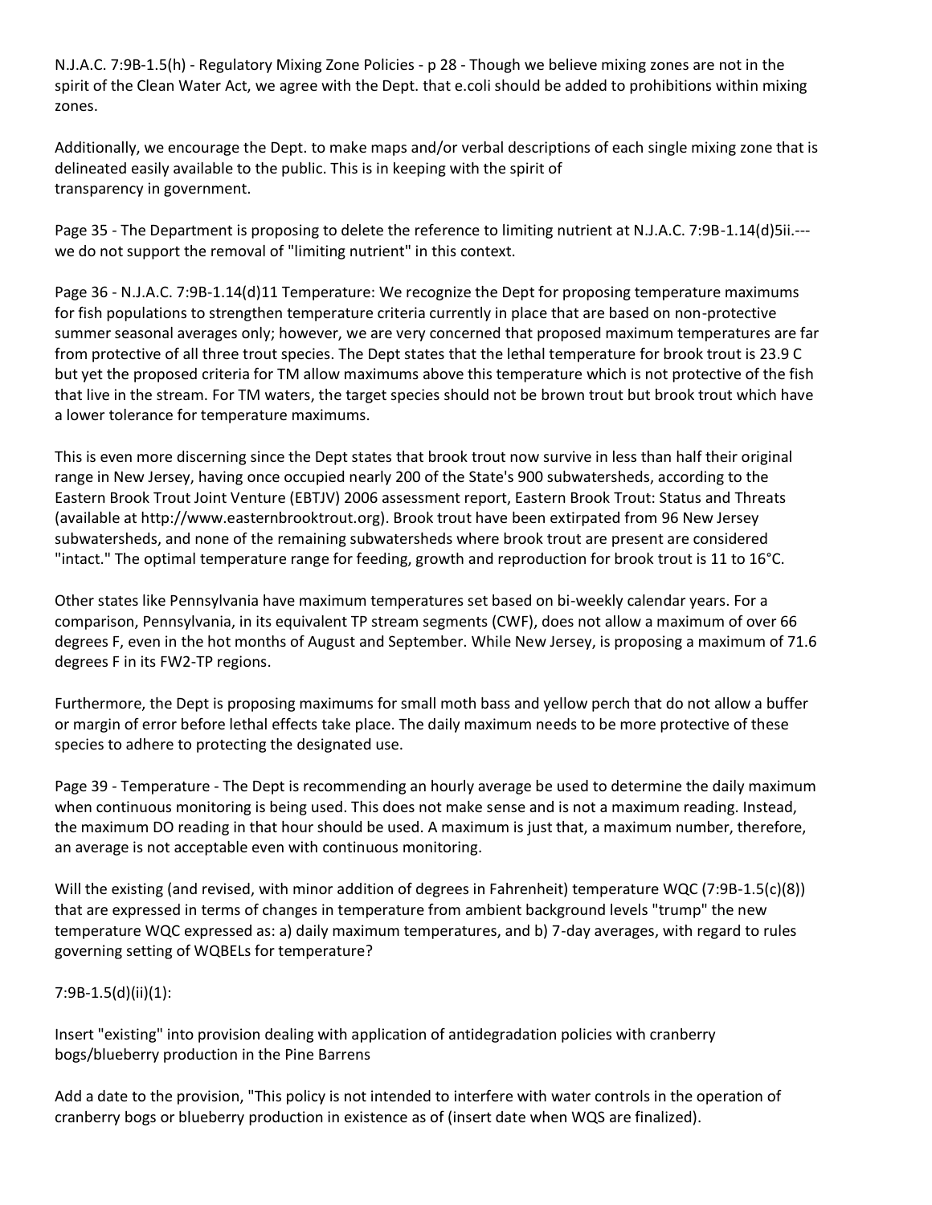N.J.A.C. 7:9B-1.5(h) - Regulatory Mixing Zone Policies - p 28 - Though we believe mixing zones are not in the spirit of the Clean Water Act, we agree with the Dept. that e.coli should be added to prohibitions within mixing zones.

Additionally, we encourage the Dept. to make maps and/or verbal descriptions of each single mixing zone that is delineated easily available to the public. This is in keeping with the spirit of transparency in government.

Page 35 - The Department is proposing to delete the reference to limiting nutrient at N.J.A.C. 7:9B-1.14(d)5ii.--- we do not support the removal of "limiting nutrient" in this context.

Page 36 - N.J.A.C. 7:9B-1.14(d)11 Temperature: We recognize the Dept for proposing temperature maximums for fish populations to strengthen temperature criteria currently in place that are based on non-protective summer seasonal averages only; however, we are very concerned that proposed maximum temperatures are far from protective of all three trout species. The Dept states that the lethal temperature for brook trout is 23.9 C but yet the proposed criteria for TM allow maximums above this temperature which is not protective of the fish that live in the stream. For TM waters, the target species should not be brown trout but brook trout which have a lower tolerance for temperature maximums.

This is even more discerning since the Dept states that brook trout now survive in less than half their original range in New Jersey, having once occupied nearly 200 of the State's 900 subwatersheds, according to the Eastern Brook Trout Joint Venture (EBTJV) 2006 assessment report, Eastern Brook Trout: Status and Threats (available at http://www.easternbrooktrout.org). Brook trout have been extirpated from 96 New Jersey subwatersheds, and none of the remaining subwatersheds where brook trout are present are considered "intact." The optimal temperature range for feeding, growth and reproduction for brook trout is 11 to 16°C.

Other states like Pennsylvania have maximum temperatures set based on bi-weekly calendar years. For a comparison, Pennsylvania, in its equivalent TP stream segments (CWF), does not allow a maximum of over 66 degrees F, even in the hot months of August and September. While New Jersey, is proposing a maximum of 71.6 degrees F in its FW2-TP regions.

Furthermore, the Dept is proposing maximums for small moth bass and yellow perch that do not allow a buffer or margin of error before lethal effects take place. The daily maximum needs to be more protective of these species to adhere to protecting the designated use.

Page 39 - Temperature - The Dept is recommending an hourly average be used to determine the daily maximum when continuous monitoring is being used. This does not make sense and is not a maximum reading. Instead, the maximum DO reading in that hour should be used. A maximum is just that, a maximum number, therefore, an average is not acceptable even with continuous monitoring.

Will the existing (and revised, with minor addition of degrees in Fahrenheit) temperature WQC (7:9B-1.5(c)(8)) that are expressed in terms of changes in temperature from ambient background levels "trump" the new temperature WQC expressed as: a) daily maximum temperatures, and b) 7-day averages, with regard to rules governing setting of WQBELs for temperature?

7:9B-1.5(d)(ii)(1):

Insert "existing" into provision dealing with application of antidegradation policies with cranberry bogs/blueberry production in the Pine Barrens

Add a date to the provision, "This policy is not intended to interfere with water controls in the operation of cranberry bogs or blueberry production in existence as of (insert date when WQS are finalized).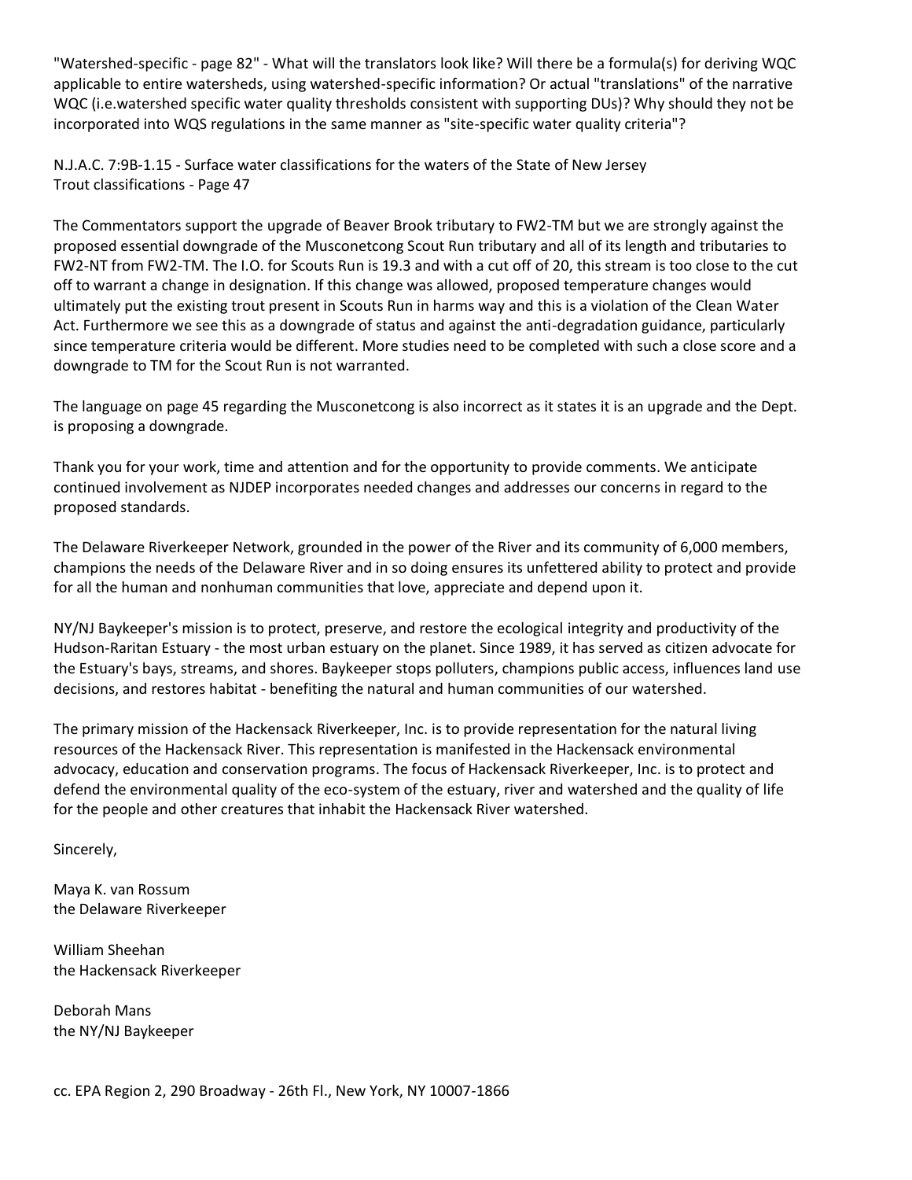"Watershed-specific - page 82" - What will the translators look like? Will there be a formula(s) for deriving WQC applicable to entire watersheds, using watershed-specific information? Or actual "translations" of the narrative WQC (i.e.watershed specific water quality thresholds consistent with supporting DUs)? Why should they not be incorporated into WQS regulations in the same manner as "site-specific water quality criteria"?

N.J.A.C. 7:9B-1.15 - Surface water classifications for the waters of the State of New Jersey
Trout classifications - Page 47

The Commentators support the upgrade of Beaver Brook tributary to FW2-TM but we are strongly against the proposed essential downgrade of the Musconetcong Scout Run tributary and all of its length and tributaries to FW2-NT from FW2-TM. The I.O. for Scouts Run is 19.3 and with a cut off of 20, this stream is too close to the cut off to warrant a change in designation. If this change was allowed, proposed temperature changes would ultimately put the existing trout present in Scouts Run in harms way and this is a violation of the Clean Water Act. Furthermore we see this as a downgrade of status and against the anti-degradation guidance, particularly since temperature criteria would be different. More studies need to be completed with such a close score and a downgrade to TM for the Scout Run is not warranted.

The language on page 45 regarding the Musconetcong is also incorrect as it states it is an upgrade and the Dept. is proposing a downgrade.

Thank you for your work, time and attention and for the opportunity to provide comments. We anticipate continued involvement as NJDEP incorporates needed changes and addresses our concerns in regard to the proposed standards.

The Delaware Riverkeeper Network, grounded in the power of the River and its community of 6,000 members, champions the needs of the Delaware River and in so doing ensures its unfettered ability to protect and provide for all the human and nonhuman communities that love, appreciate and depend upon it.

NY/NJ Baykeeper's mission is to protect, preserve, and restore the ecological integrity and productivity of the Hudson-Raritan Estuary - the most urban estuary on the planet. Since 1989, it has served as citizen advocate for the Estuary's bays, streams, and shores. Baykeeper stops polluters, champions public access, influences land use decisions, and restores habitat - benefiting the natural and human communities of our watershed.

The primary mission of the Hackensack Riverkeeper, Inc. is to provide representation for the natural living resources of the Hackensack River. This representation is manifested in the Hackensack environmental advocacy, education and conservation programs. The focus of Hackensack Riverkeeper, Inc. is to protect and defend the environmental quality of the eco-system of the estuary, river and watershed and the quality of life for the people and other creatures that inhabit the Hackensack River watershed.

Sincerely,

Maya K. van Rossum
the Delaware Riverkeeper

William Sheehan
the Hackensack Riverkeeper

Deborah Mans
the NY/NJ Baykeeper

cc. EPA Region 2, 290 Broadway - 26th Fl., New York, NY 10007-1866